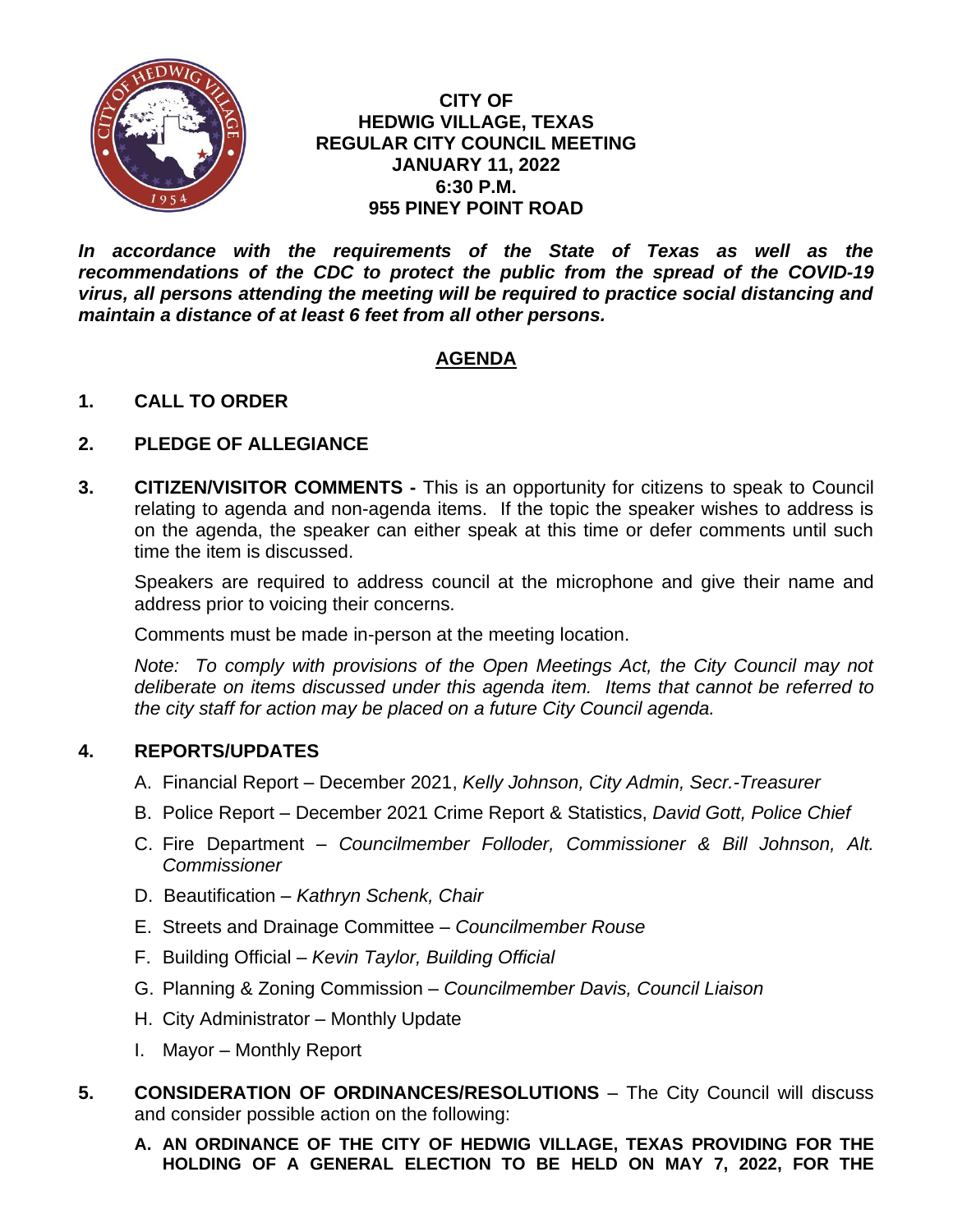**CITY OF**
**HEDWIG VILLAGE, TEXAS**
**REGULAR CITY COUNCIL MEETING**
**JANUARY 11, 2022**
**6:30 P.M.**
**955 PINEY POINT ROAD**

***In accordance with the requirements of the State of Texas as well as the recommendations of the CDC to protect the public from the spread of the COVID-19 virus, all persons attending the meeting will be required to practice social distancing and maintain a distance of at least 6 feet from all other persons.***

## AGENDA

**1. CALL TO ORDER**

**2. PLEDGE OF ALLEGIANCE**

**3. CITIZEN/VISITOR COMMENTS -** This is an opportunity for citizens to speak to Council relating to agenda and non-agenda items. If the topic the speaker wishes to address is on the agenda, the speaker can either speak at this time or defer comments until such time the item is discussed.

Speakers are required to address council at the microphone and give their name and address prior to voicing their concerns.

Comments must be made in-person at the meeting location.

*Note: To comply with provisions of the Open Meetings Act, the City Council may not deliberate on items discussed under this agenda item. Items that cannot be referred to the city staff for action may be placed on a future City Council agenda.*

**4. REPORTS/UPDATES**

A. Financial Report – December 2021, *Kelly Johnson, City Admin, Secr.-Treasurer*

B. Police Report – December 2021 Crime Report & Statistics, *David Gott, Police Chief*

C. Fire Department – *Councilmember Folloder, Commissioner & Bill Johnson, Alt. Commissioner*

D. Beautification – *Kathryn Schenk, Chair*

E. Streets and Drainage Committee – *Councilmember Rouse*

F. Building Official – *Kevin Taylor, Building Official*

G. Planning & Zoning Commission – *Councilmember Davis, Council Liaison*

H. City Administrator – Monthly Update

I. Mayor – Monthly Report

**5. CONSIDERATION OF ORDINANCES/RESOLUTIONS** – The City Council will discuss and consider possible action on the following:

**A. AN ORDINANCE OF THE CITY OF HEDWIG VILLAGE, TEXAS PROVIDING FOR THE HOLDING OF A GENERAL ELECTION TO BE HELD ON MAY 7, 2022, FOR THE**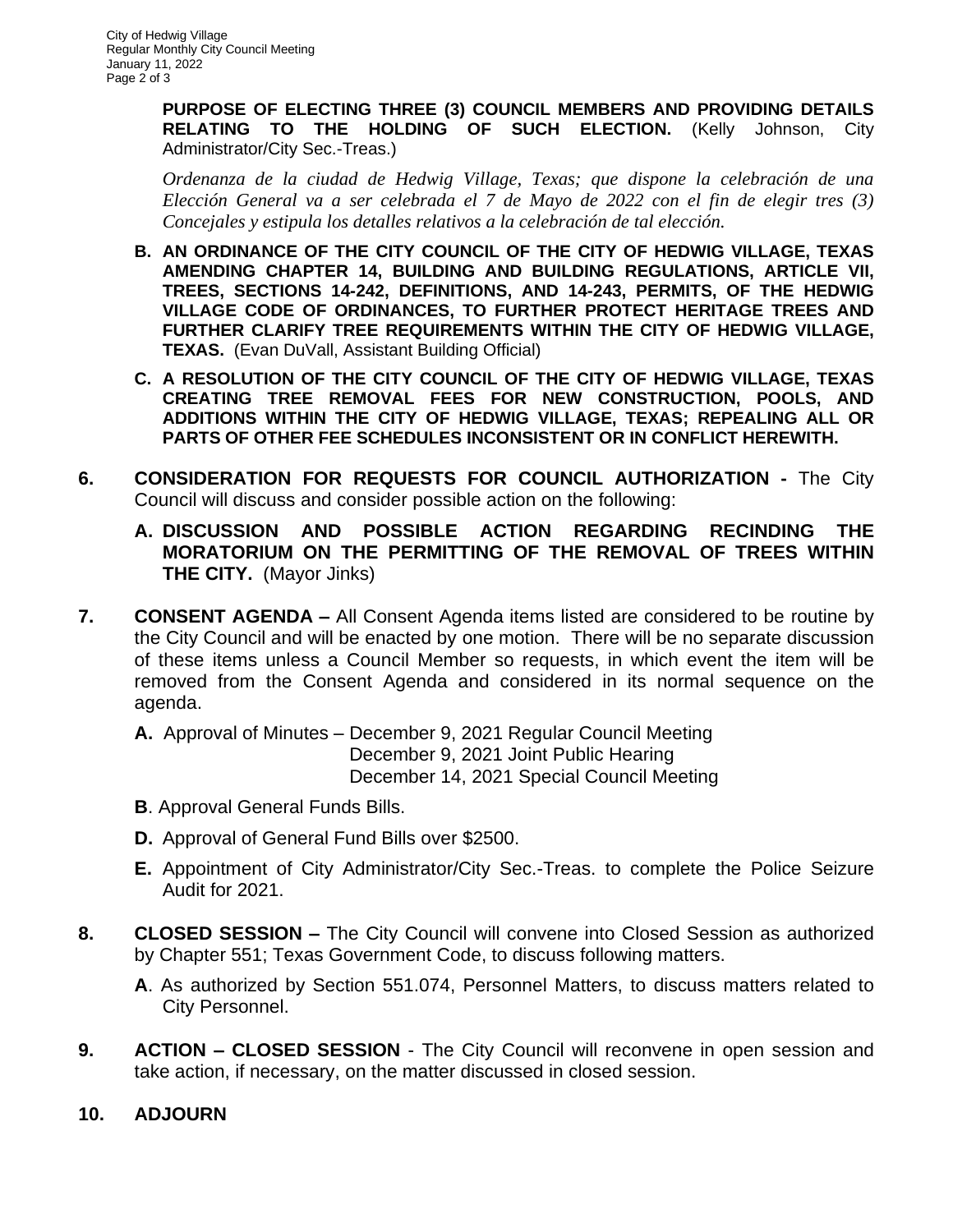**PURPOSE OF ELECTING THREE (3) COUNCIL MEMBERS AND PROVIDING DETAILS RELATING TO THE HOLDING OF SUCH ELECTION.** (Kelly Johnson, City Administrator/City Sec.-Treas.)

*Ordenanza de la ciudad de Hedwig Village, Texas; que dispone la celebración de una Elección General va a ser celebrada el 7 de Mayo de 2022 con el fin de elegir tres (3) Concejales y estipula los detalles relativos a la celebración de tal elección.*

**B. AN ORDINANCE OF THE CITY COUNCIL OF THE CITY OF HEDWIG VILLAGE, TEXAS AMENDING CHAPTER 14, BUILDING AND BUILDING REGULATIONS, ARTICLE VII, TREES, SECTIONS 14-242, DEFINITIONS, AND 14-243, PERMITS, OF THE HEDWIG VILLAGE CODE OF ORDINANCES, TO FURTHER PROTECT HERITAGE TREES AND FURTHER CLARIFY TREE REQUIREMENTS WITHIN THE CITY OF HEDWIG VILLAGE, TEXAS.** (Evan DuVall, Assistant Building Official)

**C. A RESOLUTION OF THE CITY COUNCIL OF THE CITY OF HEDWIG VILLAGE, TEXAS CREATING TREE REMOVAL FEES FOR NEW CONSTRUCTION, POOLS, AND ADDITIONS WITHIN THE CITY OF HEDWIG VILLAGE, TEXAS; REPEALING ALL OR PARTS OF OTHER FEE SCHEDULES INCONSISTENT OR IN CONFLICT HEREWITH.**

**6. CONSIDERATION FOR REQUESTS FOR COUNCIL AUTHORIZATION -** The City Council will discuss and consider possible action on the following:

**A. DISCUSSION AND POSSIBLE ACTION REGARDING RECINDING THE MORATORIUM ON THE PERMITTING OF THE REMOVAL OF TREES WITHIN THE CITY.** (Mayor Jinks)

**7. CONSENT AGENDA –** All Consent Agenda items listed are considered to be routine by the City Council and will be enacted by one motion. There will be no separate discussion of these items unless a Council Member so requests, in which event the item will be removed from the Consent Agenda and considered in its normal sequence on the agenda.

**A.** Approval of Minutes – December 9, 2021 Regular Council Meeting
December 9, 2021 Joint Public Hearing
December 14, 2021 Special Council Meeting

**B**. Approval General Funds Bills.

**D.** Approval of General Fund Bills over $2500.

**E.** Appointment of City Administrator/City Sec.-Treas. to complete the Police Seizure Audit for 2021.

**8. CLOSED SESSION –** The City Council will convene into Closed Session as authorized by Chapter 551; Texas Government Code, to discuss following matters.

**A**. As authorized by Section 551.074, Personnel Matters, to discuss matters related to City Personnel.

**9. ACTION – CLOSED SESSION** - The City Council will reconvene in open session and take action, if necessary, on the matter discussed in closed session.

**10. ADJOURN**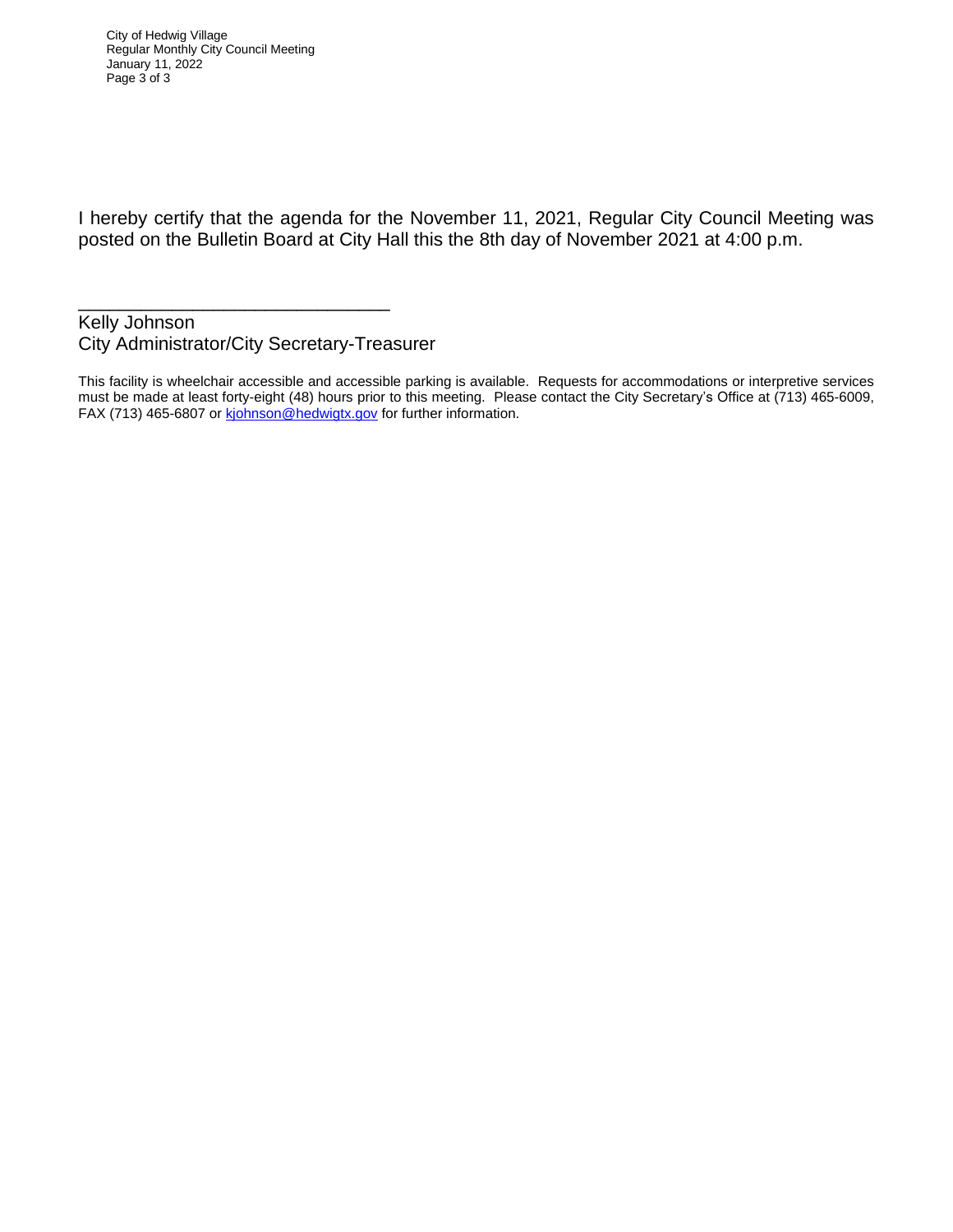I hereby certify that the agenda for the November 11, 2021, Regular City Council Meeting was posted on the Bulletin Board at City Hall this the 8th day of November 2021 at 4:00 p.m.

\_\_\_\_\_\_\_\_\_\_\_\_\_\_\_\_\_\_\_\_\_\_\_\_\_\_\_\_\_\_

Kelly Johnson
City Administrator/City Secretary-Treasurer

This facility is wheelchair accessible and accessible parking is available. Requests for accommodations or interpretive services must be made at least forty-eight (48) hours prior to this meeting. Please contact the City Secretary's Office at (713) 465-6009, FAX (713) 465-6807 or kjohnson@hedwigtx.gov for further information.